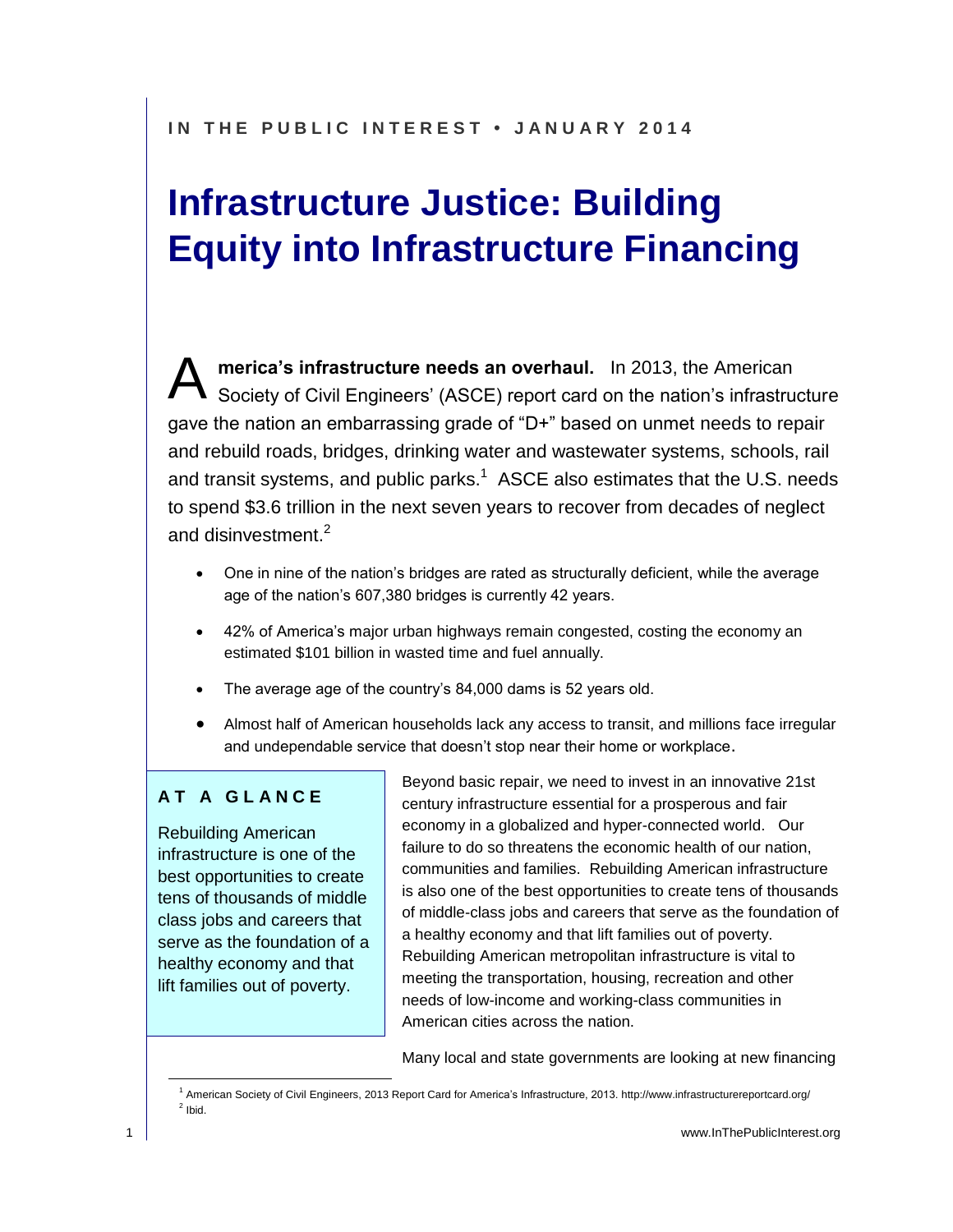IN THE PUBLIC INTEREST • JANUARY 2014

# Infrastructure Justice: Building Equity into Infrastructure Financing

**America's infrastructure needs an overhaul.** In 2013, the American Society of Civil Engineers' (ASCE) report card on the nation's infrastructure gave the nation an embarrassing grade of "D+" based on unmet needs to repair and rebuild roads, bridges, drinking water and wastewater systems, schools, rail and transit systems, and public parks.[1] ASCE also estimates that the U.S. needs to spend $3.6 trillion in the next seven years to recover from decades of neglect and disinvestment.[2]

- One in nine of the nation's bridges are rated as structurally deficient, while the average age of the nation's 607,380 bridges is currently 42 years.
- 42% of America's major urban highways remain congested, costing the economy an estimated $101 billion in wasted time and fuel annually.
- The average age of the country's 84,000 dams is 52 years old.
- Almost half of American households lack any access to transit, and millions face irregular and undependable service that doesn't stop near their home or workplace.

> **AT A GLANCE**
>
> Rebuilding American infrastructure is one of the best opportunities to create tens of thousands of middle class jobs and careers that serve as the foundation of a healthy economy and that lift families out of poverty.

Beyond basic repair, we need to invest in an innovative 21st century infrastructure essential for a prosperous and fair economy in a globalized and hyper-connected world. Our failure to do so threatens the economic health of our nation, communities and families. Rebuilding American infrastructure is also one of the best opportunities to create tens of thousands of middle-class jobs and careers that serve as the foundation of a healthy economy and that lift families out of poverty. Rebuilding American metropolitan infrastructure is vital to meeting the transportation, housing, recreation and other needs of low-income and working-class communities in American cities across the nation.

Many local and state governments are looking at new financing

[1] American Society of Civil Engineers, 2013 Report Card for America's Infrastructure, 2013. http://www.infrastructurereportcard.org/

[2] Ibid.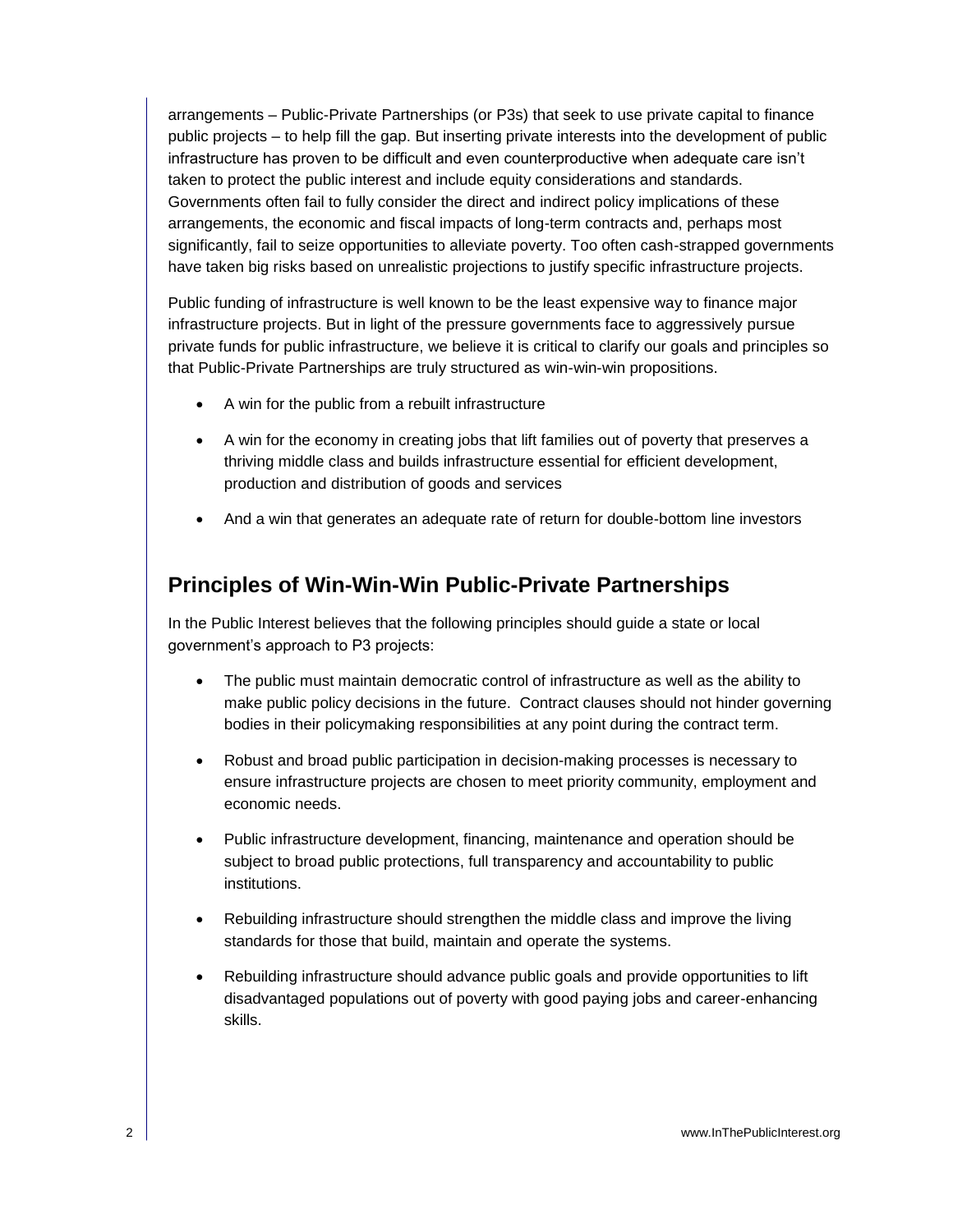arrangements – Public-Private Partnerships (or P3s) that seek to use private capital to finance public projects – to help fill the gap. But inserting private interests into the development of public infrastructure has proven to be difficult and even counterproductive when adequate care isn't taken to protect the public interest and include equity considerations and standards. Governments often fail to fully consider the direct and indirect policy implications of these arrangements, the economic and fiscal impacts of long-term contracts and, perhaps most significantly, fail to seize opportunities to alleviate poverty. Too often cash-strapped governments have taken big risks based on unrealistic projections to justify specific infrastructure projects.

Public funding of infrastructure is well known to be the least expensive way to finance major infrastructure projects. But in light of the pressure governments face to aggressively pursue private funds for public infrastructure, we believe it is critical to clarify our goals and principles so that Public-Private Partnerships are truly structured as win-win-win propositions.

- A win for the public from a rebuilt infrastructure
- A win for the economy in creating jobs that lift families out of poverty that preserves a thriving middle class and builds infrastructure essential for efficient development, production and distribution of goods and services
- And a win that generates an adequate rate of return for double-bottom line investors

## Principles of Win-Win-Win Public-Private Partnerships

In the Public Interest believes that the following principles should guide a state or local government's approach to P3 projects:

- The public must maintain democratic control of infrastructure as well as the ability to make public policy decisions in the future. Contract clauses should not hinder governing bodies in their policymaking responsibilities at any point during the contract term.
- Robust and broad public participation in decision-making processes is necessary to ensure infrastructure projects are chosen to meet priority community, employment and economic needs.
- Public infrastructure development, financing, maintenance and operation should be subject to broad public protections, full transparency and accountability to public institutions.
- Rebuilding infrastructure should strengthen the middle class and improve the living standards for those that build, maintain and operate the systems.
- Rebuilding infrastructure should advance public goals and provide opportunities to lift disadvantaged populations out of poverty with good paying jobs and career-enhancing skills.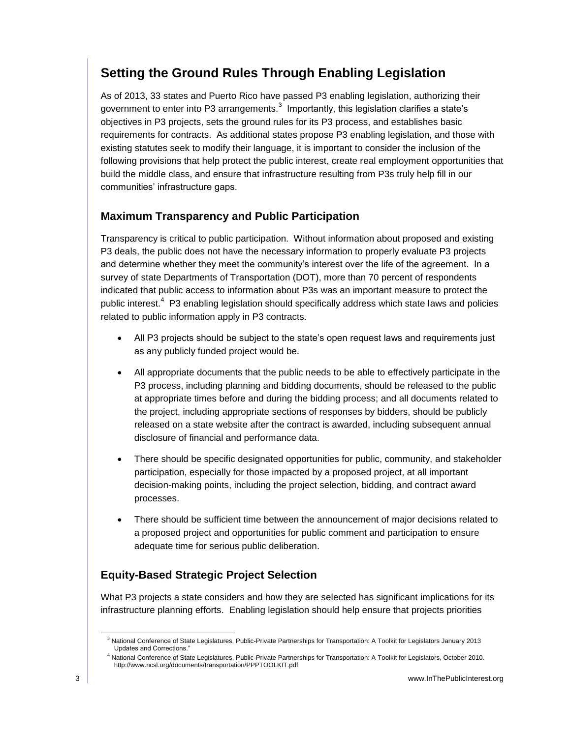## Setting the Ground Rules Through Enabling Legislation

As of 2013, 33 states and Puerto Rico have passed P3 enabling legislation, authorizing their government to enter into P3 arrangements.[3] Importantly, this legislation clarifies a state's objectives in P3 projects, sets the ground rules for its P3 process, and establishes basic requirements for contracts. As additional states propose P3 enabling legislation, and those with existing statutes seek to modify their language, it is important to consider the inclusion of the following provisions that help protect the public interest, create real employment opportunities that build the middle class, and ensure that infrastructure resulting from P3s truly help fill in our communities' infrastructure gaps.

### Maximum Transparency and Public Participation

Transparency is critical to public participation. Without information about proposed and existing P3 deals, the public does not have the necessary information to properly evaluate P3 projects and determine whether they meet the community's interest over the life of the agreement. In a survey of state Departments of Transportation (DOT), more than 70 percent of respondents indicated that public access to information about P3s was an important measure to protect the public interest.[4] P3 enabling legislation should specifically address which state laws and policies related to public information apply in P3 contracts.

- All P3 projects should be subject to the state's open request laws and requirements just as any publicly funded project would be.
- All appropriate documents that the public needs to be able to effectively participate in the P3 process, including planning and bidding documents, should be released to the public at appropriate times before and during the bidding process; and all documents related to the project, including appropriate sections of responses by bidders, should be publicly released on a state website after the contract is awarded, including subsequent annual disclosure of financial and performance data.
- There should be specific designated opportunities for public, community, and stakeholder participation, especially for those impacted by a proposed project, at all important decision-making points, including the project selection, bidding, and contract award processes.
- There should be sufficient time between the announcement of major decisions related to a proposed project and opportunities for public comment and participation to ensure adequate time for serious public deliberation.

### Equity-Based Strategic Project Selection

What P3 projects a state considers and how they are selected has significant implications for its infrastructure planning efforts. Enabling legislation should help ensure that projects priorities

---

[3] National Conference of State Legislatures, Public-Private Partnerships for Transportation: A Toolkit for Legislators January 2013 Updates and Corrections."

[4] National Conference of State Legislatures, Public-Private Partnerships for Transportation: A Toolkit for Legislators, October 2010. http://www.ncsl.org/documents/transportation/PPPTOOLKIT.pdf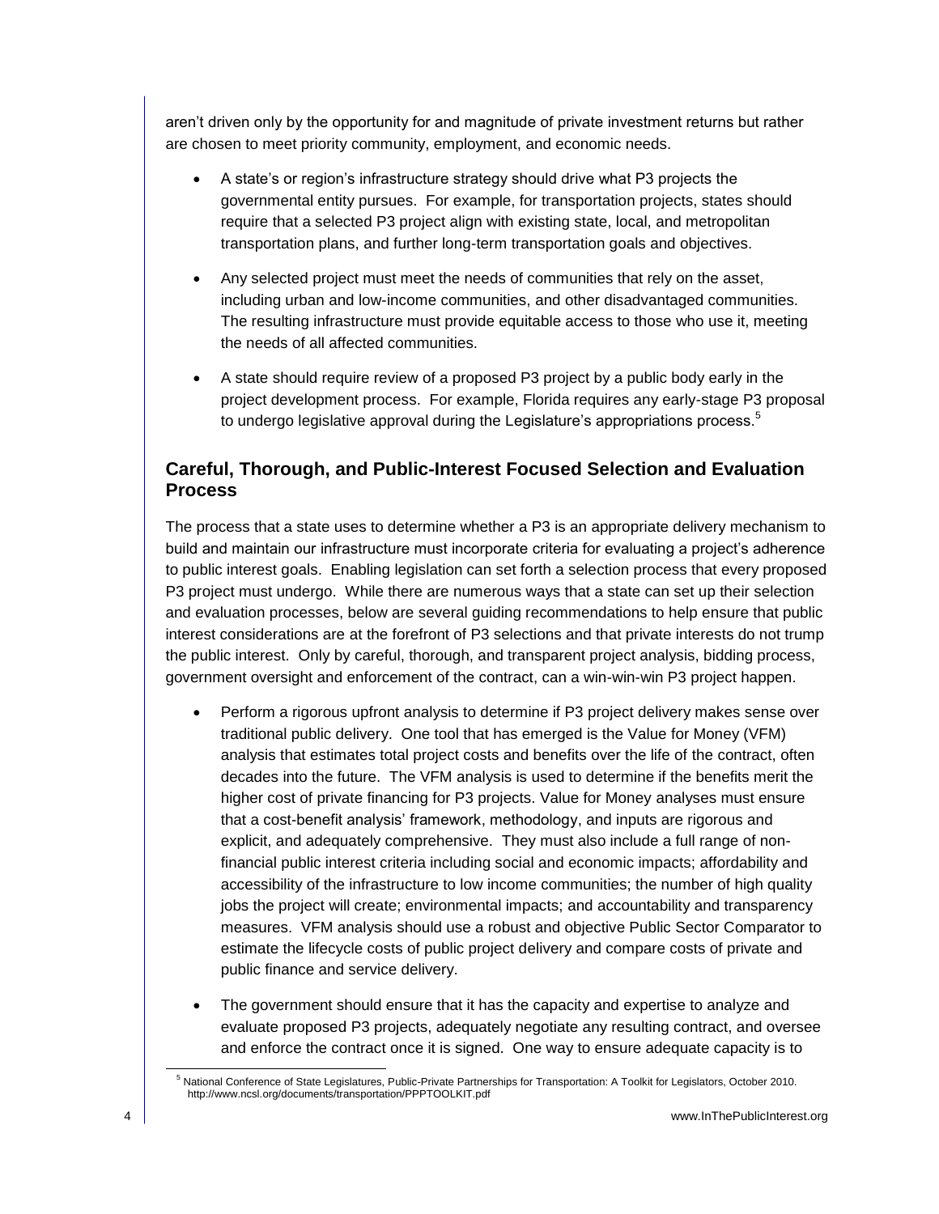aren't driven only by the opportunity for and magnitude of private investment returns but rather are chosen to meet priority community, employment, and economic needs.

- A state's or region's infrastructure strategy should drive what P3 projects the governmental entity pursues. For example, for transportation projects, states should require that a selected P3 project align with existing state, local, and metropolitan transportation plans, and further long-term transportation goals and objectives.

- Any selected project must meet the needs of communities that rely on the asset, including urban and low-income communities, and other disadvantaged communities. The resulting infrastructure must provide equitable access to those who use it, meeting the needs of all affected communities.

- A state should require review of a proposed P3 project by a public body early in the project development process. For example, Florida requires any early-stage P3 proposal to undergo legislative approval during the Legislature's appropriations process.[5]

## Careful, Thorough, and Public-Interest Focused Selection and Evaluation Process

The process that a state uses to determine whether a P3 is an appropriate delivery mechanism to build and maintain our infrastructure must incorporate criteria for evaluating a project's adherence to public interest goals. Enabling legislation can set forth a selection process that every proposed P3 project must undergo. While there are numerous ways that a state can set up their selection and evaluation processes, below are several guiding recommendations to help ensure that public interest considerations are at the forefront of P3 selections and that private interests do not trump the public interest. Only by careful, thorough, and transparent project analysis, bidding process, government oversight and enforcement of the contract, can a win-win-win P3 project happen.

- Perform a rigorous upfront analysis to determine if P3 project delivery makes sense over traditional public delivery. One tool that has emerged is the Value for Money (VFM) analysis that estimates total project costs and benefits over the life of the contract, often decades into the future. The VFM analysis is used to determine if the benefits merit the higher cost of private financing for P3 projects. Value for Money analyses must ensure that a cost-benefit analysis' framework, methodology, and inputs are rigorous and explicit, and adequately comprehensive. They must also include a full range of non-financial public interest criteria including social and economic impacts; affordability and accessibility of the infrastructure to low income communities; the number of high quality jobs the project will create; environmental impacts; and accountability and transparency measures. VFM analysis should use a robust and objective Public Sector Comparator to estimate the lifecycle costs of public project delivery and compare costs of private and public finance and service delivery.

- The government should ensure that it has the capacity and expertise to analyze and evaluate proposed P3 projects, adequately negotiate any resulting contract, and oversee and enforce the contract once it is signed. One way to ensure adequate capacity is to

[5] National Conference of State Legislatures, Public-Private Partnerships for Transportation: A Toolkit for Legislators, October 2010. http://www.ncsl.org/documents/transportation/PPPTOOLKIT.pdf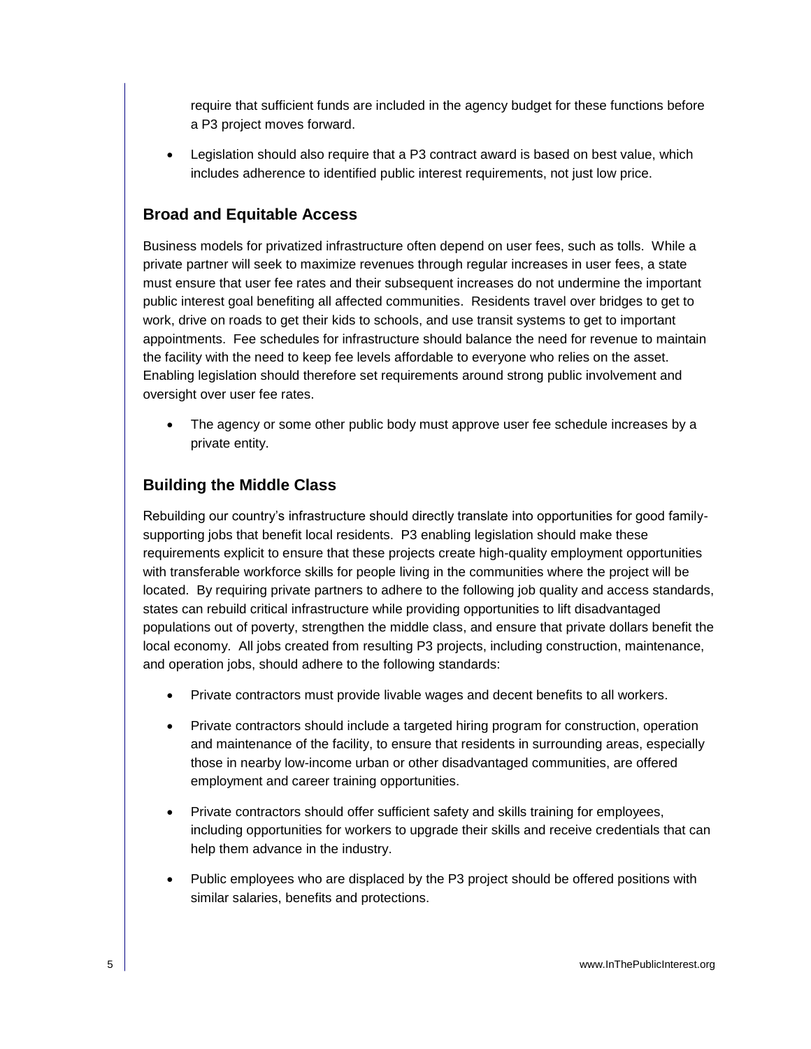require that sufficient funds are included in the agency budget for these functions before a P3 project moves forward.

- Legislation should also require that a P3 contract award is based on best value, which includes adherence to identified public interest requirements, not just low price.

### Broad and Equitable Access

Business models for privatized infrastructure often depend on user fees, such as tolls. While a private partner will seek to maximize revenues through regular increases in user fees, a state must ensure that user fee rates and their subsequent increases do not undermine the important public interest goal benefiting all affected communities. Residents travel over bridges to get to work, drive on roads to get their kids to schools, and use transit systems to get to important appointments. Fee schedules for infrastructure should balance the need for revenue to maintain the facility with the need to keep fee levels affordable to everyone who relies on the asset. Enabling legislation should therefore set requirements around strong public involvement and oversight over user fee rates.

- The agency or some other public body must approve user fee schedule increases by a private entity.

### Building the Middle Class

Rebuilding our country's infrastructure should directly translate into opportunities for good family-supporting jobs that benefit local residents. P3 enabling legislation should make these requirements explicit to ensure that these projects create high-quality employment opportunities with transferable workforce skills for people living in the communities where the project will be located. By requiring private partners to adhere to the following job quality and access standards, states can rebuild critical infrastructure while providing opportunities to lift disadvantaged populations out of poverty, strengthen the middle class, and ensure that private dollars benefit the local economy. All jobs created from resulting P3 projects, including construction, maintenance, and operation jobs, should adhere to the following standards:

- Private contractors must provide livable wages and decent benefits to all workers.
- Private contractors should include a targeted hiring program for construction, operation and maintenance of the facility, to ensure that residents in surrounding areas, especially those in nearby low-income urban or other disadvantaged communities, are offered employment and career training opportunities.
- Private contractors should offer sufficient safety and skills training for employees, including opportunities for workers to upgrade their skills and receive credentials that can help them advance in the industry.
- Public employees who are displaced by the P3 project should be offered positions with similar salaries, benefits and protections.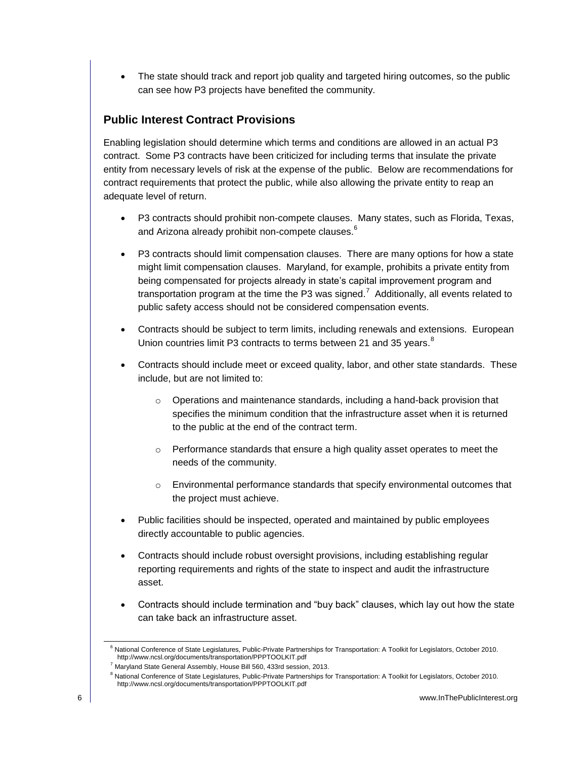- The state should track and report job quality and targeted hiring outcomes, so the public can see how P3 projects have benefited the community.

## Public Interest Contract Provisions

Enabling legislation should determine which terms and conditions are allowed in an actual P3 contract. Some P3 contracts have been criticized for including terms that insulate the private entity from necessary levels of risk at the expense of the public. Below are recommendations for contract requirements that protect the public, while also allowing the private entity to reap an adequate level of return.

- P3 contracts should prohibit non-compete clauses. Many states, such as Florida, Texas, and Arizona already prohibit non-compete clauses.[6]
- P3 contracts should limit compensation clauses. There are many options for how a state might limit compensation clauses. Maryland, for example, prohibits a private entity from being compensated for projects already in state's capital improvement program and transportation program at the time the P3 was signed.[7] Additionally, all events related to public safety access should not be considered compensation events.
- Contracts should be subject to term limits, including renewals and extensions. European Union countries limit P3 contracts to terms between 21 and 35 years.[8]
- Contracts should include meet or exceed quality, labor, and other state standards. These include, but are not limited to:
    - Operations and maintenance standards, including a hand-back provision that specifies the minimum condition that the infrastructure asset when it is returned to the public at the end of the contract term.
    - Performance standards that ensure a high quality asset operates to meet the needs of the community.
    - Environmental performance standards that specify environmental outcomes that the project must achieve.
- Public facilities should be inspected, operated and maintained by public employees directly accountable to public agencies.
- Contracts should include robust oversight provisions, including establishing regular reporting requirements and rights of the state to inspect and audit the infrastructure asset.
- Contracts should include termination and "buy back" clauses, which lay out how the state can take back an infrastructure asset.

---

[6] National Conference of State Legislatures, Public-Private Partnerships for Transportation: A Toolkit for Legislators, October 2010. http://www.ncsl.org/documents/transportation/PPPTOOLKIT.pdf

[7] Maryland State General Assembly, House Bill 560, 433rd session, 2013.

[8] National Conference of State Legislatures, Public-Private Partnerships for Transportation: A Toolkit for Legislators, October 2010. http://www.ncsl.org/documents/transportation/PPPTOOLKIT.pdf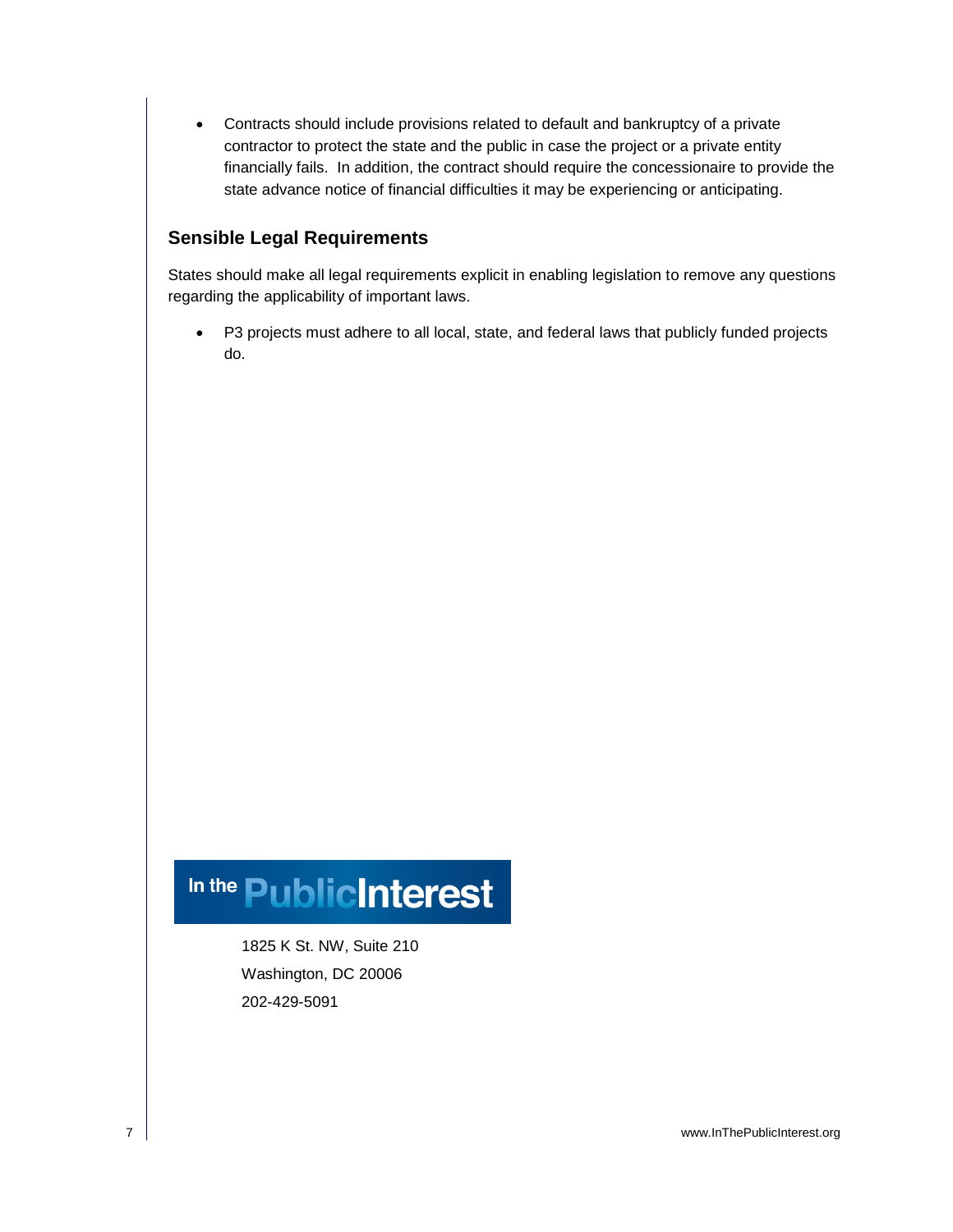- Contracts should include provisions related to default and bankruptcy of a private contractor to protect the state and the public in case the project or a private entity financially fails. In addition, the contract should require the concessionaire to provide the state advance notice of financial difficulties it may be experiencing or anticipating.

## Sensible Legal Requirements

States should make all legal requirements explicit in enabling legislation to remove any questions regarding the applicability of important laws.

- P3 projects must adhere to all local, state, and federal laws that publicly funded projects do.

In the Public Interest

1825 K St. NW, Suite 210
Washington, DC 20006
202-429-5091

www.InThePublicInterest.org